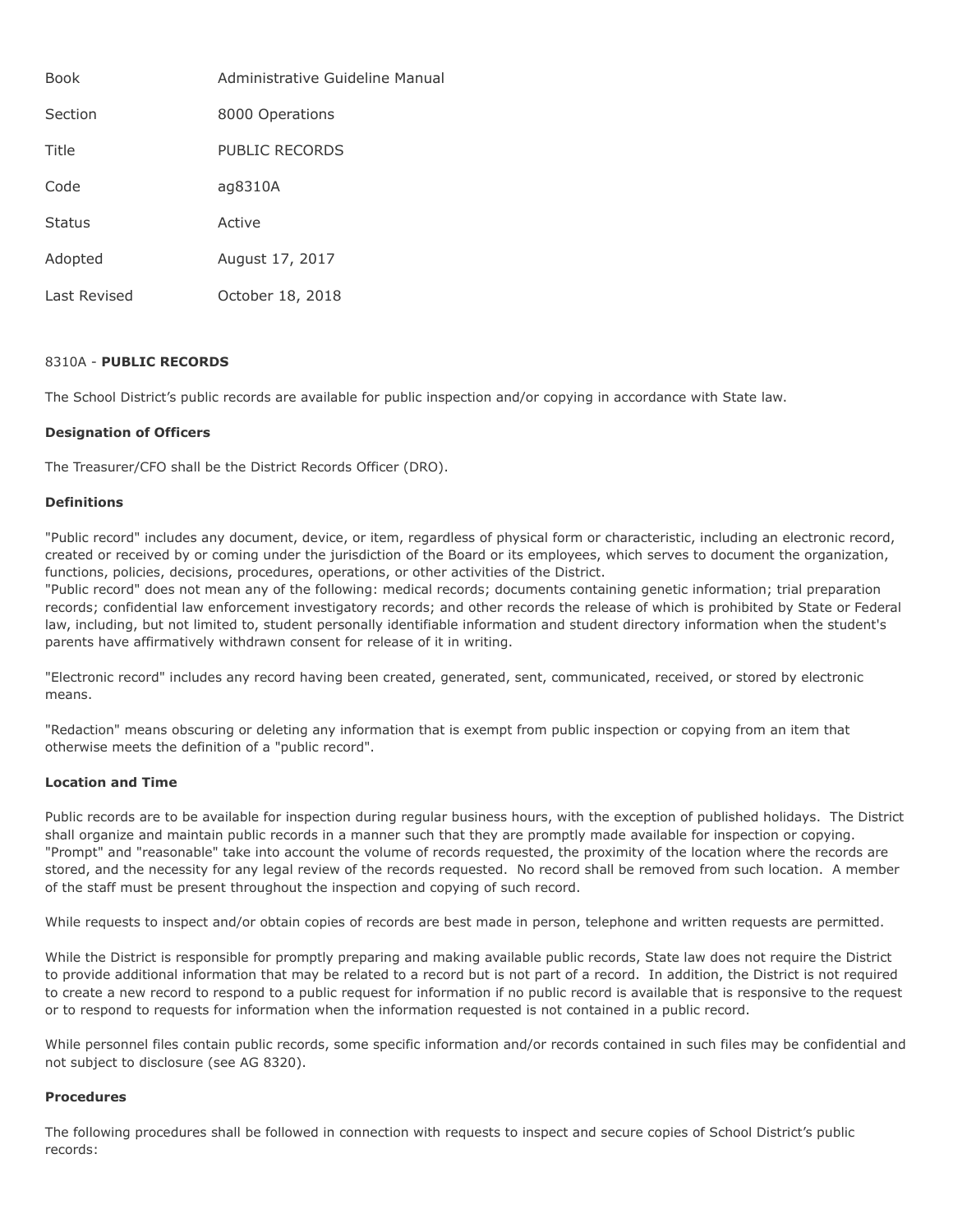| Book | Administrative Guideline Manual |
| --- | --- |
| Section | 8000 Operations |
| Title | PUBLIC RECORDS |
| Code | ag8310A |
| Status | Active |
| Adopted | August 17, 2017 |
| Last Revised | October 18, 2018 |

8310A - **PUBLIC RECORDS**

The School District's public records are available for public inspection and/or copying in accordance with State law.

**Designation of Officers**

The Treasurer/CFO shall be the District Records Officer (DRO).

**Definitions**

"Public record" includes any document, device, or item, regardless of physical form or characteristic, including an electronic record, created or received by or coming under the jurisdiction of the Board or its employees, which serves to document the organization, functions, policies, decisions, procedures, operations, or other activities of the District.
"Public record" does not mean any of the following: medical records; documents containing genetic information; trial preparation records; confidential law enforcement investigatory records; and other records the release of which is prohibited by State or Federal law, including, but not limited to, student personally identifiable information and student directory information when the student's parents have affirmatively withdrawn consent for release of it in writing.

"Electronic record" includes any record having been created, generated, sent, communicated, received, or stored by electronic means.

"Redaction" means obscuring or deleting any information that is exempt from public inspection or copying from an item that otherwise meets the definition of a "public record".

**Location and Time**

Public records are to be available for inspection during regular business hours, with the exception of published holidays. The District shall organize and maintain public records in a manner such that they are promptly made available for inspection or copying. "Prompt" and "reasonable" take into account the volume of records requested, the proximity of the location where the records are stored, and the necessity for any legal review of the records requested. No record shall be removed from such location. A member of the staff must be present throughout the inspection and copying of such record.

While requests to inspect and/or obtain copies of records are best made in person, telephone and written requests are permitted.

While the District is responsible for promptly preparing and making available public records, State law does not require the District to provide additional information that may be related to a record but is not part of a record. In addition, the District is not required to create a new record to respond to a public request for information if no public record is available that is responsive to the request or to respond to requests for information when the information requested is not contained in a public record.

While personnel files contain public records, some specific information and/or records contained in such files may be confidential and not subject to disclosure (see AG 8320).

**Procedures**

The following procedures shall be followed in connection with requests to inspect and secure copies of School District's public records: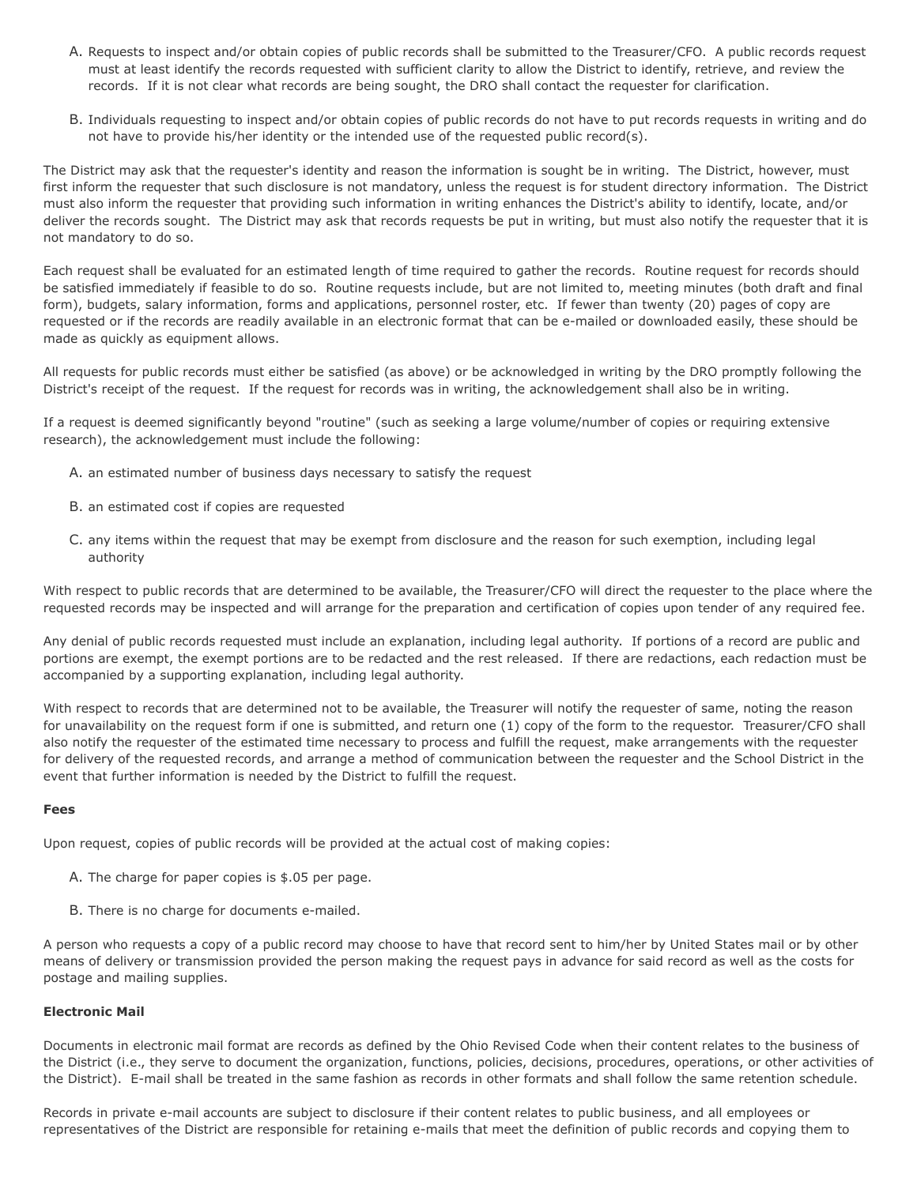A. Requests to inspect and/or obtain copies of public records shall be submitted to the Treasurer/CFO. A public records request must at least identify the records requested with sufficient clarity to allow the District to identify, retrieve, and review the records. If it is not clear what records are being sought, the DRO shall contact the requester for clarification.

B. Individuals requesting to inspect and/or obtain copies of public records do not have to put records requests in writing and do not have to provide his/her identity or the intended use of the requested public record(s).

The District may ask that the requester's identity and reason the information is sought be in writing. The District, however, must first inform the requester that such disclosure is not mandatory, unless the request is for student directory information. The District must also inform the requester that providing such information in writing enhances the District's ability to identify, locate, and/or deliver the records sought. The District may ask that records requests be put in writing, but must also notify the requester that it is not mandatory to do so.

Each request shall be evaluated for an estimated length of time required to gather the records. Routine request for records should be satisfied immediately if feasible to do so. Routine requests include, but are not limited to, meeting minutes (both draft and final form), budgets, salary information, forms and applications, personnel roster, etc. If fewer than twenty (20) pages of copy are requested or if the records are readily available in an electronic format that can be e-mailed or downloaded easily, these should be made as quickly as equipment allows.

All requests for public records must either be satisfied (as above) or be acknowledged in writing by the DRO promptly following the District's receipt of the request. If the request for records was in writing, the acknowledgement shall also be in writing.

If a request is deemed significantly beyond "routine" (such as seeking a large volume/number of copies or requiring extensive research), the acknowledgement must include the following:

A. an estimated number of business days necessary to satisfy the request

B. an estimated cost if copies are requested

C. any items within the request that may be exempt from disclosure and the reason for such exemption, including legal authority

With respect to public records that are determined to be available, the Treasurer/CFO will direct the requester to the place where the requested records may be inspected and will arrange for the preparation and certification of copies upon tender of any required fee.

Any denial of public records requested must include an explanation, including legal authority. If portions of a record are public and portions are exempt, the exempt portions are to be redacted and the rest released. If there are redactions, each redaction must be accompanied by a supporting explanation, including legal authority.

With respect to records that are determined not to be available, the Treasurer will notify the requester of same, noting the reason for unavailability on the request form if one is submitted, and return one (1) copy of the form to the requestor. Treasurer/CFO shall also notify the requester of the estimated time necessary to process and fulfill the request, make arrangements with the requester for delivery of the requested records, and arrange a method of communication between the requester and the School District in the event that further information is needed by the District to fulfill the request.

**Fees**

Upon request, copies of public records will be provided at the actual cost of making copies:

A. The charge for paper copies is $.05 per page.

B. There is no charge for documents e-mailed.

A person who requests a copy of a public record may choose to have that record sent to him/her by United States mail or by other means of delivery or transmission provided the person making the request pays in advance for said record as well as the costs for postage and mailing supplies.

**Electronic Mail**

Documents in electronic mail format are records as defined by the Ohio Revised Code when their content relates to the business of the District (i.e., they serve to document the organization, functions, policies, decisions, procedures, operations, or other activities of the District). E-mail shall be treated in the same fashion as records in other formats and shall follow the same retention schedule.

Records in private e-mail accounts are subject to disclosure if their content relates to public business, and all employees or representatives of the District are responsible for retaining e-mails that meet the definition of public records and copying them to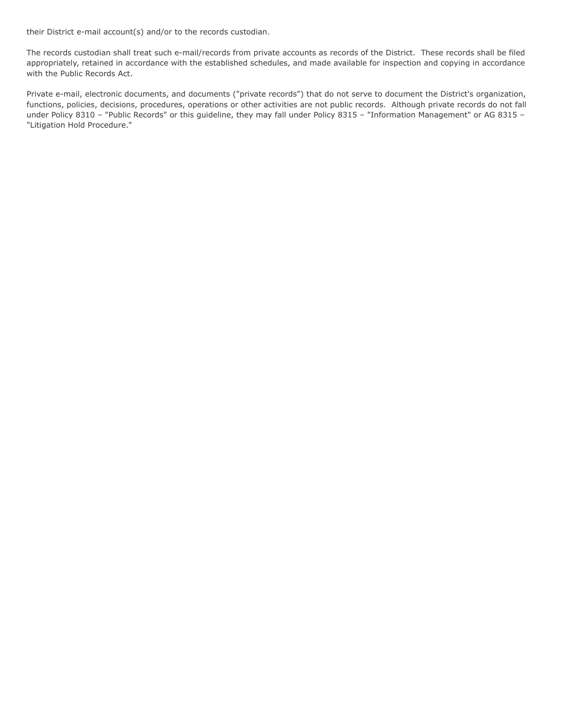their District e-mail account(s) and/or to the records custodian.

The records custodian shall treat such e-mail/records from private accounts as records of the District. These records shall be filed appropriately, retained in accordance with the established schedules, and made available for inspection and copying in accordance with the Public Records Act.

Private e-mail, electronic documents, and documents ("private records") that do not serve to document the District's organization, functions, policies, decisions, procedures, operations or other activities are not public records. Although private records do not fall under Policy 8310 – "Public Records" or this guideline, they may fall under Policy 8315 – "Information Management" or AG 8315 – "Litigation Hold Procedure."